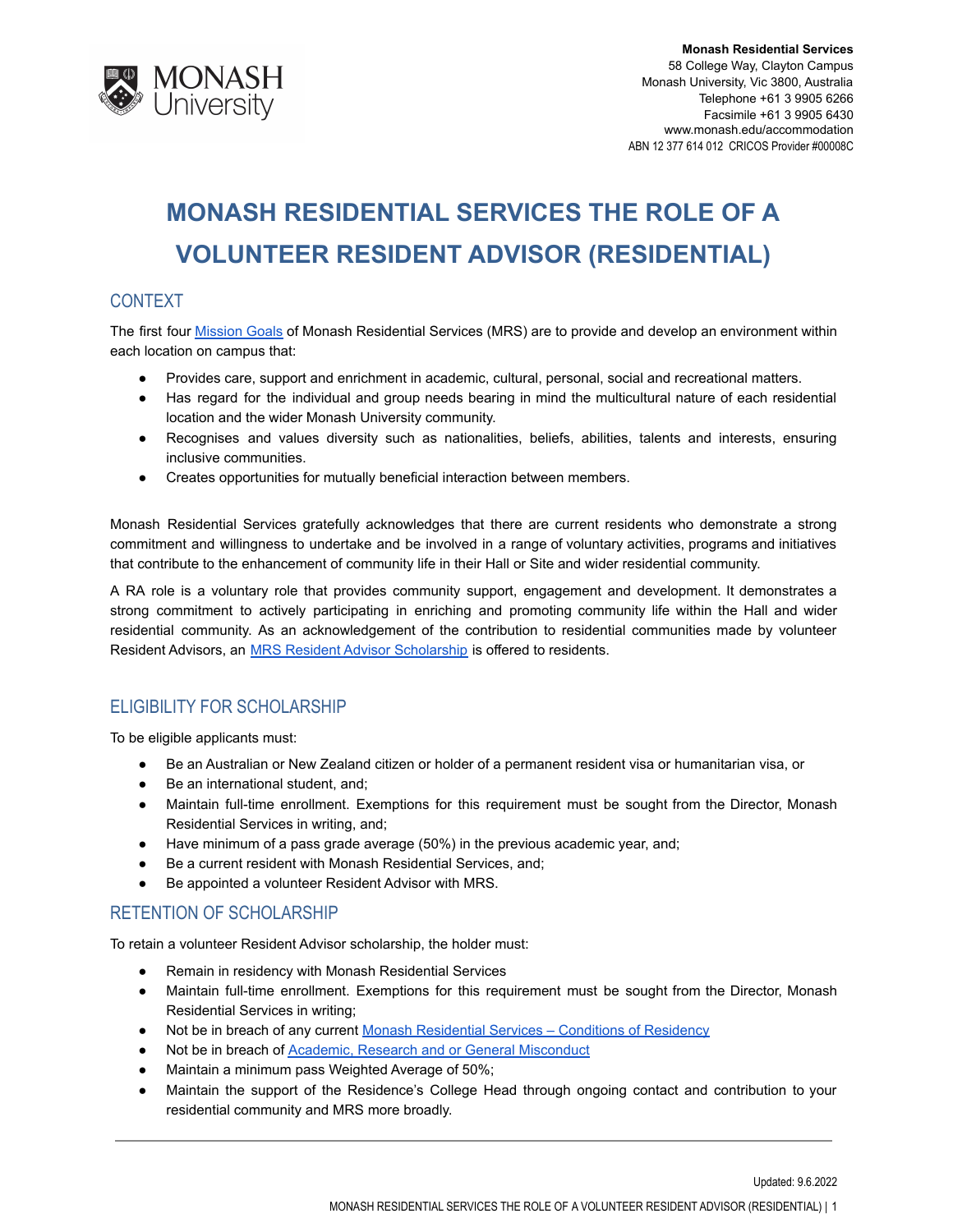Monash Residential Services
58 College Way, Clayton Campus
Monash University, Vic 3800, Australia
Telephone +61 3 9905 6266
Facsimile +61 3 9905 6430
www.monash.edu/accommodation
ABN 12 377 614 012 CRICOS Provider #00008C

# MONASH RESIDENTIAL SERVICES THE ROLE OF A VOLUNTEER RESIDENT ADVISOR (RESIDENTIAL)

## CONTEXT

The first four Mission Goals of Monash Residential Services (MRS) are to provide and develop an environment within each location on campus that:

- Provides care, support and enrichment in academic, cultural, personal, social and recreational matters.
- Has regard for the individual and group needs bearing in mind the multicultural nature of each residential location and the wider Monash University community.
- Recognises and values diversity such as nationalities, beliefs, abilities, talents and interests, ensuring inclusive communities.
- Creates opportunities for mutually beneficial interaction between members.

Monash Residential Services gratefully acknowledges that there are current residents who demonstrate a strong commitment and willingness to undertake and be involved in a range of voluntary activities, programs and initiatives that contribute to the enhancement of community life in their Hall or Site and wider residential community.

A RA role is a voluntary role that provides community support, engagement and development. It demonstrates a strong commitment to actively participating in enriching and promoting community life within the Hall and wider residential community. As an acknowledgement of the contribution to residential communities made by volunteer Resident Advisors, an MRS Resident Advisor Scholarship is offered to residents.

## ELIGIBILITY FOR SCHOLARSHIP

To be eligible applicants must:

- Be an Australian or New Zealand citizen or holder of a permanent resident visa or humanitarian visa, or
- Be an international student, and;
- Maintain full-time enrollment. Exemptions for this requirement must be sought from the Director, Monash Residential Services in writing, and;
- Have minimum of a pass grade average (50%) in the previous academic year, and;
- Be a current resident with Monash Residential Services, and;
- Be appointed a volunteer Resident Advisor with MRS.

## RETENTION OF SCHOLARSHIP

To retain a volunteer Resident Advisor scholarship, the holder must:

- Remain in residency with Monash Residential Services
- Maintain full-time enrollment. Exemptions for this requirement must be sought from the Director, Monash Residential Services in writing;
- Not be in breach of any current Monash Residential Services – Conditions of Residency
- Not be in breach of Academic, Research and or General Misconduct
- Maintain a minimum pass Weighted Average of 50%;
- Maintain the support of the Residence's College Head through ongoing contact and contribution to your residential community and MRS more broadly.

Updated: 9.6.2022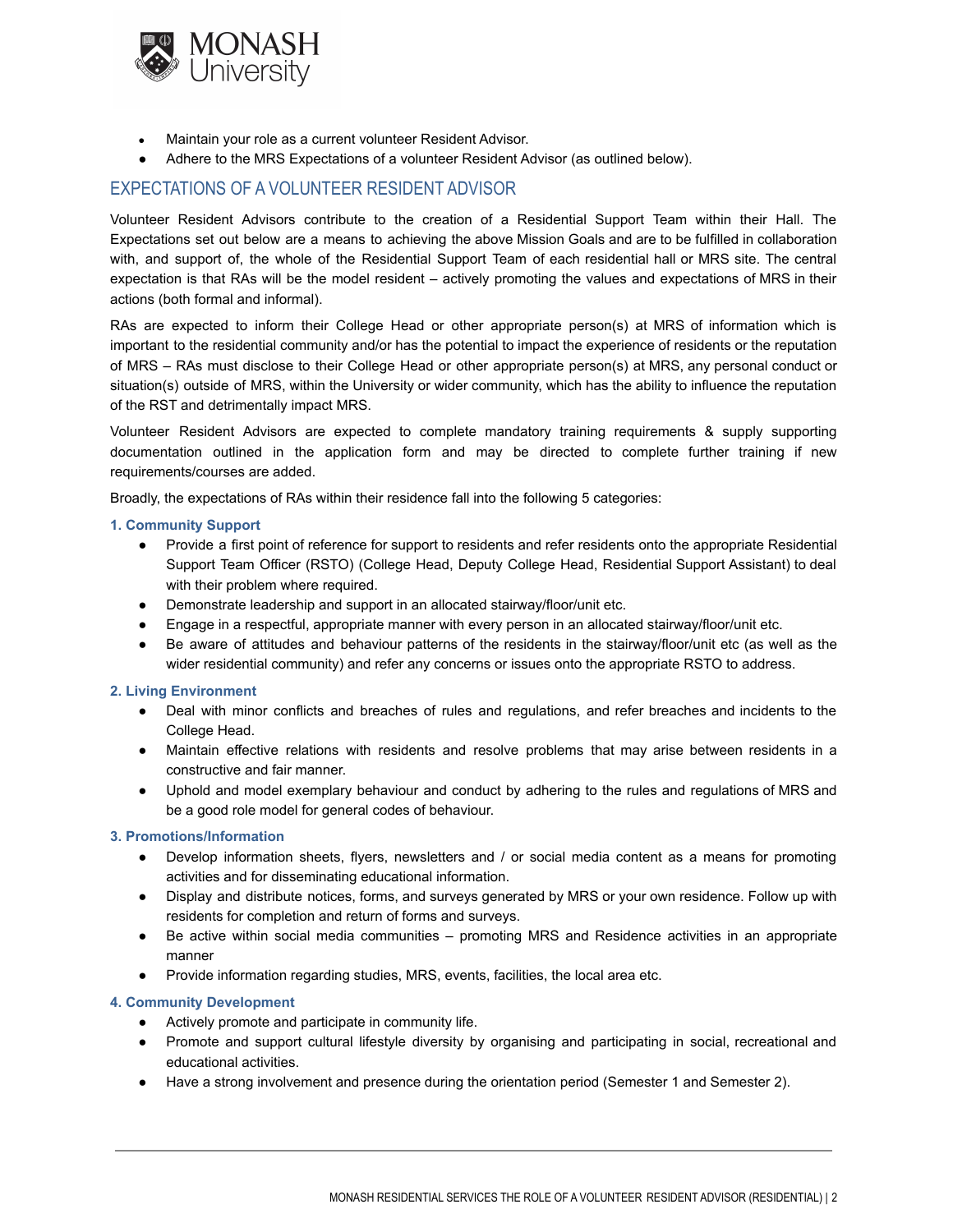- Maintain your role as a current volunteer Resident Advisor.
- Adhere to the MRS Expectations of a volunteer Resident Advisor (as outlined below).

## EXPECTATIONS OF A VOLUNTEER RESIDENT ADVISOR

Volunteer Resident Advisors contribute to the creation of a Residential Support Team within their Hall. The Expectations set out below are a means to achieving the above Mission Goals and are to be fulfilled in collaboration with, and support of, the whole of the Residential Support Team of each residential hall or MRS site. The central expectation is that RAs will be the model resident – actively promoting the values and expectations of MRS in their actions (both formal and informal).

RAs are expected to inform their College Head or other appropriate person(s) at MRS of information which is important to the residential community and/or has the potential to impact the experience of residents or the reputation of MRS – RAs must disclose to their College Head or other appropriate person(s) at MRS, any personal conduct or situation(s) outside of MRS, within the University or wider community, which has the ability to influence the reputation of the RST and detrimentally impact MRS.

Volunteer Resident Advisors are expected to complete mandatory training requirements & supply supporting documentation outlined in the application form and may be directed to complete further training if new requirements/courses are added.

Broadly, the expectations of RAs within their residence fall into the following 5 categories:

### 1. Community Support

- Provide a first point of reference for support to residents and refer residents onto the appropriate Residential Support Team Officer (RSTO) (College Head, Deputy College Head, Residential Support Assistant) to deal with their problem where required.
- Demonstrate leadership and support in an allocated stairway/floor/unit etc.
- Engage in a respectful, appropriate manner with every person in an allocated stairway/floor/unit etc.
- Be aware of attitudes and behaviour patterns of the residents in the stairway/floor/unit etc (as well as the wider residential community) and refer any concerns or issues onto the appropriate RSTO to address.

### 2. Living Environment

- Deal with minor conflicts and breaches of rules and regulations, and refer breaches and incidents to the College Head.
- Maintain effective relations with residents and resolve problems that may arise between residents in a constructive and fair manner.
- Uphold and model exemplary behaviour and conduct by adhering to the rules and regulations of MRS and be a good role model for general codes of behaviour.

### 3. Promotions/Information

- Develop information sheets, flyers, newsletters and / or social media content as a means for promoting activities and for disseminating educational information.
- Display and distribute notices, forms, and surveys generated by MRS or your own residence. Follow up with residents for completion and return of forms and surveys.
- Be active within social media communities – promoting MRS and Residence activities in an appropriate manner
- Provide information regarding studies, MRS, events, facilities, the local area etc.

### 4. Community Development

- Actively promote and participate in community life.
- Promote and support cultural lifestyle diversity by organising and participating in social, recreational and educational activities.
- Have a strong involvement and presence during the orientation period (Semester 1 and Semester 2).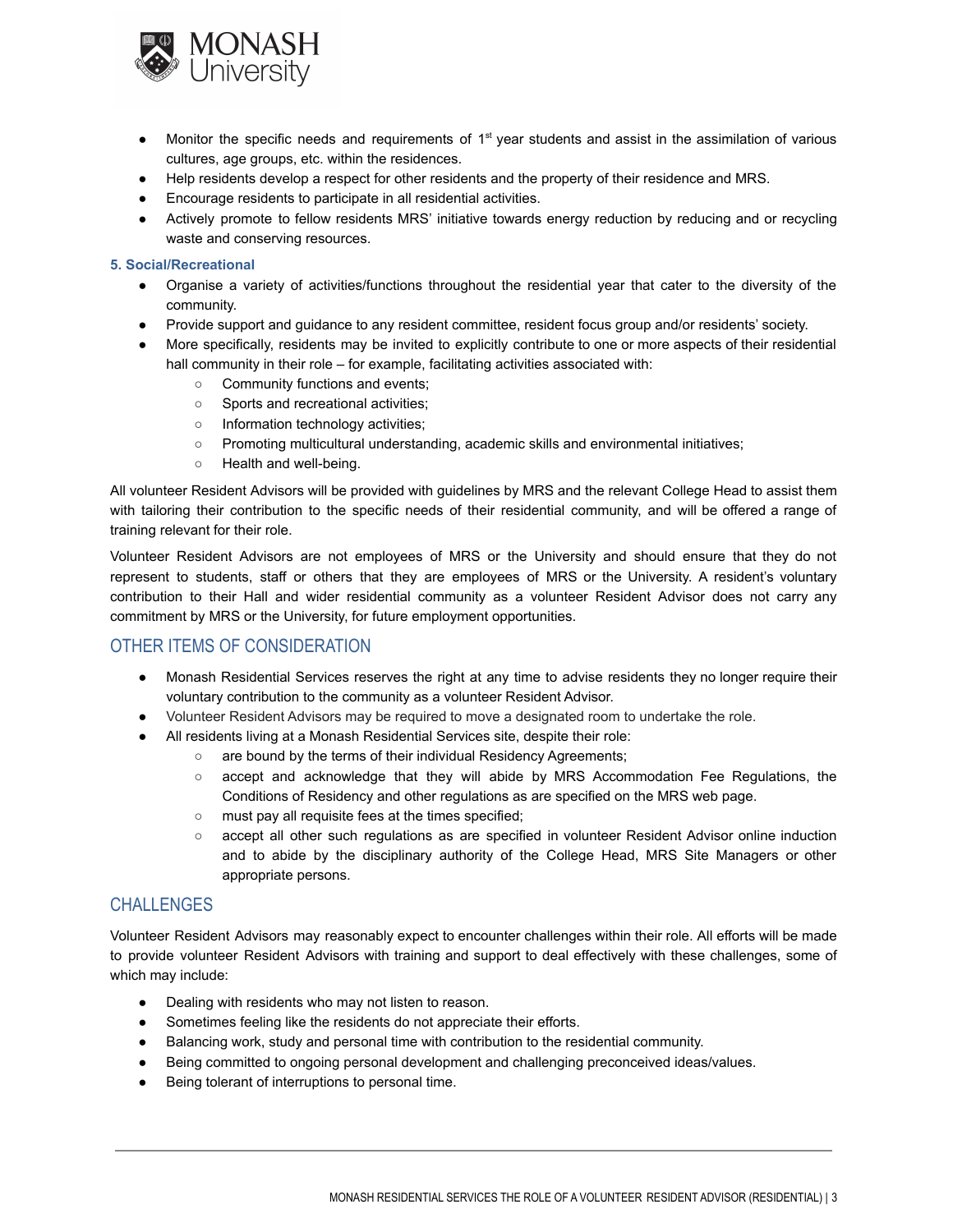- Monitor the specific needs and requirements of 1st year students and assist in the assimilation of various cultures, age groups, etc. within the residences.
- Help residents develop a respect for other residents and the property of their residence and MRS.
- Encourage residents to participate in all residential activities.
- Actively promote to fellow residents MRS' initiative towards energy reduction by reducing and or recycling waste and conserving resources.

**5. Social/Recreational**

- Organise a variety of activities/functions throughout the residential year that cater to the diversity of the community.
- Provide support and guidance to any resident committee, resident focus group and/or residents' society.
- More specifically, residents may be invited to explicitly contribute to one or more aspects of their residential hall community in their role – for example, facilitating activities associated with:
  - Community functions and events;
  - Sports and recreational activities;
  - Information technology activities;
  - Promoting multicultural understanding, academic skills and environmental initiatives;
  - Health and well-being.

All volunteer Resident Advisors will be provided with guidelines by MRS and the relevant College Head to assist them with tailoring their contribution to the specific needs of their residential community, and will be offered a range of training relevant for their role.

Volunteer Resident Advisors are not employees of MRS or the University and should ensure that they do not represent to students, staff or others that they are employees of MRS or the University. A resident's voluntary contribution to their Hall and wider residential community as a volunteer Resident Advisor does not carry any commitment by MRS or the University, for future employment opportunities.

## OTHER ITEMS OF CONSIDERATION

- Monash Residential Services reserves the right at any time to advise residents they no longer require their voluntary contribution to the community as a volunteer Resident Advisor.
- Volunteer Resident Advisors may be required to move a designated room to undertake the role.
- All residents living at a Monash Residential Services site, despite their role:
  - are bound by the terms of their individual Residency Agreements;
  - accept and acknowledge that they will abide by MRS Accommodation Fee Regulations, the Conditions of Residency and other regulations as are specified on the MRS web page.
  - must pay all requisite fees at the times specified;
  - accept all other such regulations as are specified in volunteer Resident Advisor online induction and to abide by the disciplinary authority of the College Head, MRS Site Managers or other appropriate persons.

## CHALLENGES

Volunteer Resident Advisors may reasonably expect to encounter challenges within their role. All efforts will be made to provide volunteer Resident Advisors with training and support to deal effectively with these challenges, some of which may include:

- Dealing with residents who may not listen to reason.
- Sometimes feeling like the residents do not appreciate their efforts.
- Balancing work, study and personal time with contribution to the residential community.
- Being committed to ongoing personal development and challenging preconceived ideas/values.
- Being tolerant of interruptions to personal time.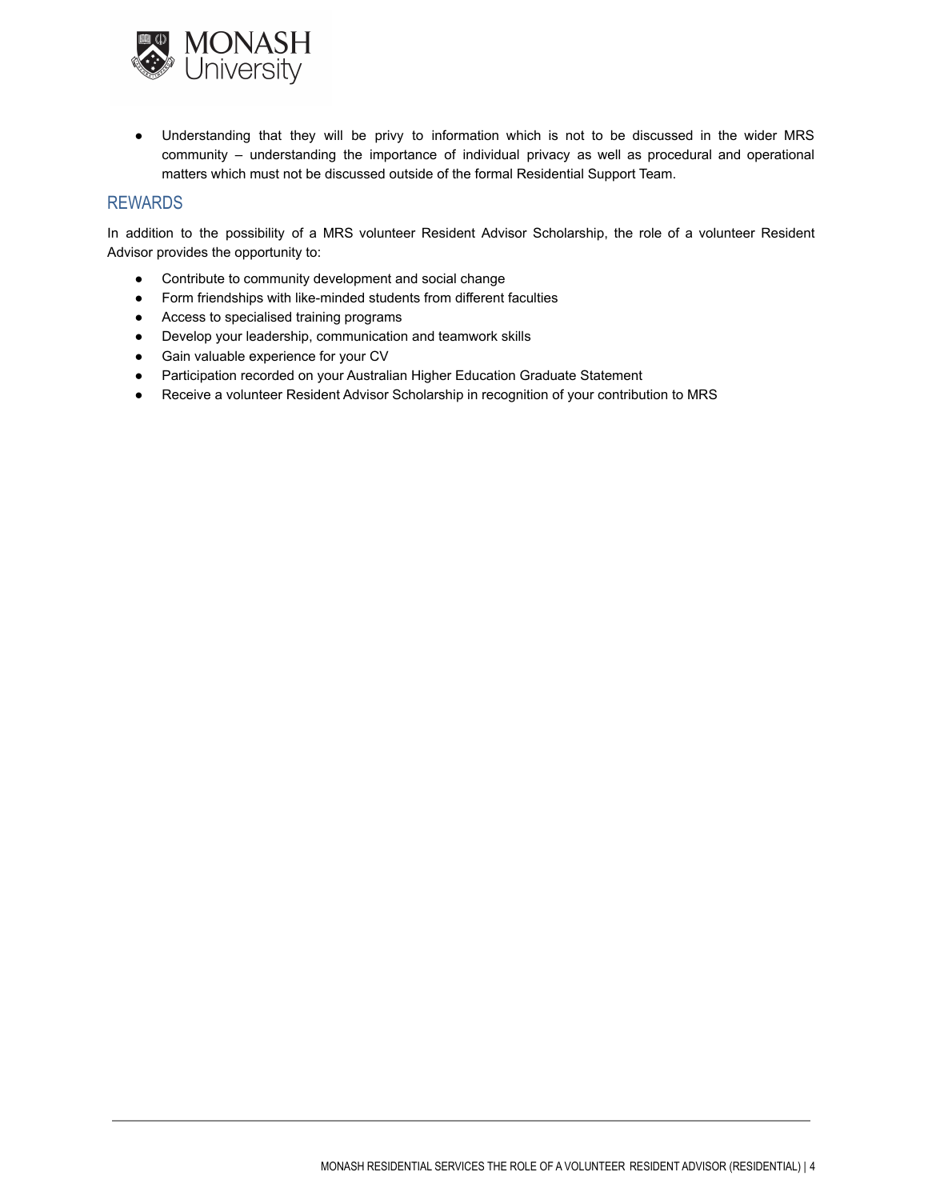- Understanding that they will be privy to information which is not to be discussed in the wider MRS community – understanding the importance of individual privacy as well as procedural and operational matters which must not be discussed outside of the formal Residential Support Team.

## REWARDS

In addition to the possibility of a MRS volunteer Resident Advisor Scholarship, the role of a volunteer Resident Advisor provides the opportunity to:

- Contribute to community development and social change
- Form friendships with like-minded students from different faculties
- Access to specialised training programs
- Develop your leadership, communication and teamwork skills
- Gain valuable experience for your CV
- Participation recorded on your Australian Higher Education Graduate Statement
- Receive a volunteer Resident Advisor Scholarship in recognition of your contribution to MRS